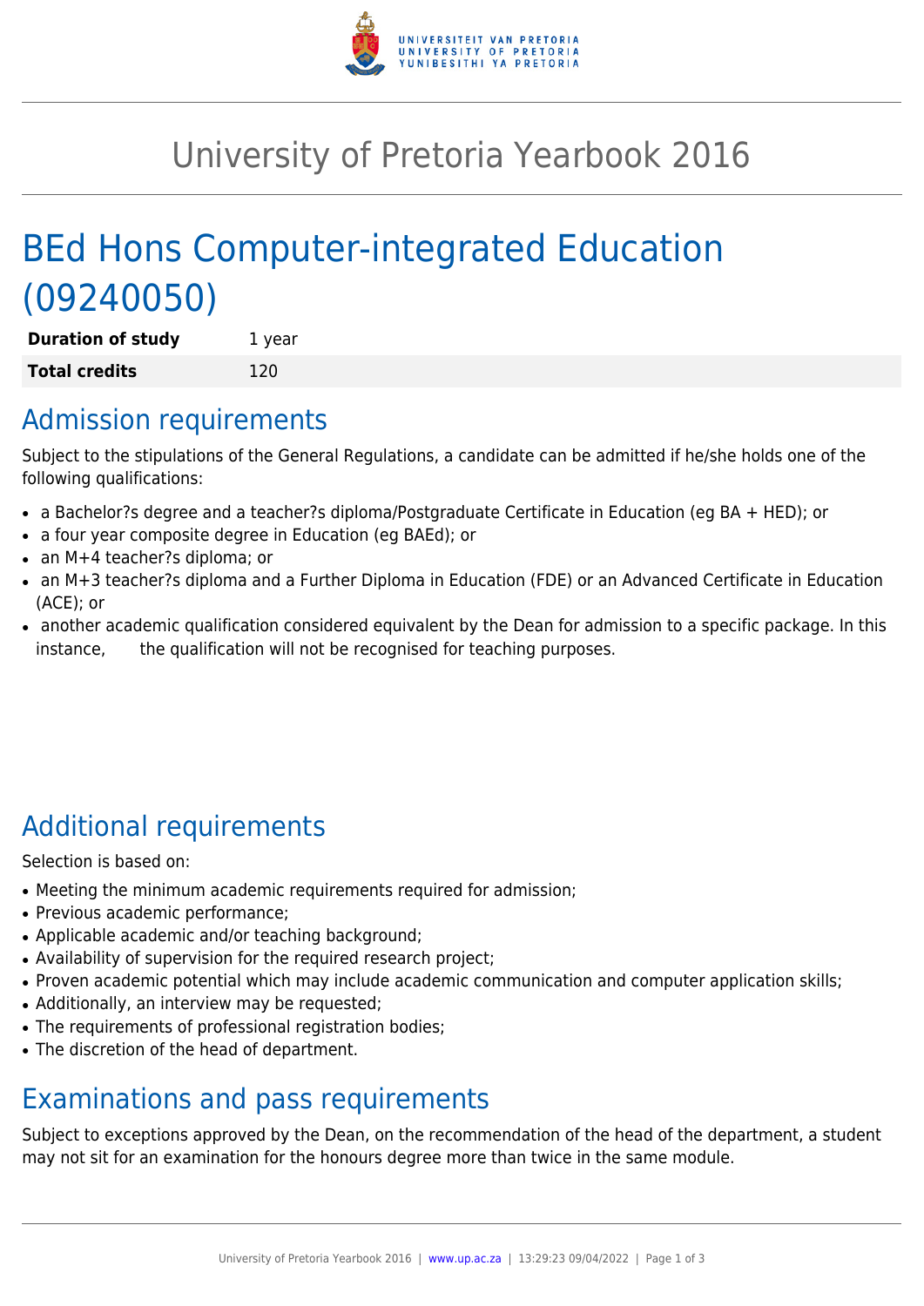# University of Pretoria Yearbook 2016

# BEd Hons Computer-integrated Education (09240050)

| | |
|---|---|
| **Duration of study** | 1 year |
| **Total credits** | 120 |

## Admission requirements

Subject to the stipulations of the General Regulations, a candidate can be admitted if he/she holds one of the following qualifications:

- a Bachelor?s degree and a teacher?s diploma/Postgraduate Certificate in Education (eg BA + HED); or
- a four year composite degree in Education (eg BAEd); or
- an M+4 teacher?s diploma; or
- an M+3 teacher?s diploma and a Further Diploma in Education (FDE) or an Advanced Certificate in Education (ACE); or
- another academic qualification considered equivalent by the Dean for admission to a specific package. In this instance, the qualification will not be recognised for teaching purposes.

## Additional requirements

Selection is based on:

- Meeting the minimum academic requirements required for admission;
- Previous academic performance;
- Applicable academic and/or teaching background;
- Availability of supervision for the required research project;
- Proven academic potential which may include academic communication and computer application skills;
- Additionally, an interview may be requested;
- The requirements of professional registration bodies;
- The discretion of the head of department.

## Examinations and pass requirements

Subject to exceptions approved by the Dean, on the recommendation of the head of the department, a student may not sit for an examination for the honours degree more than twice in the same module.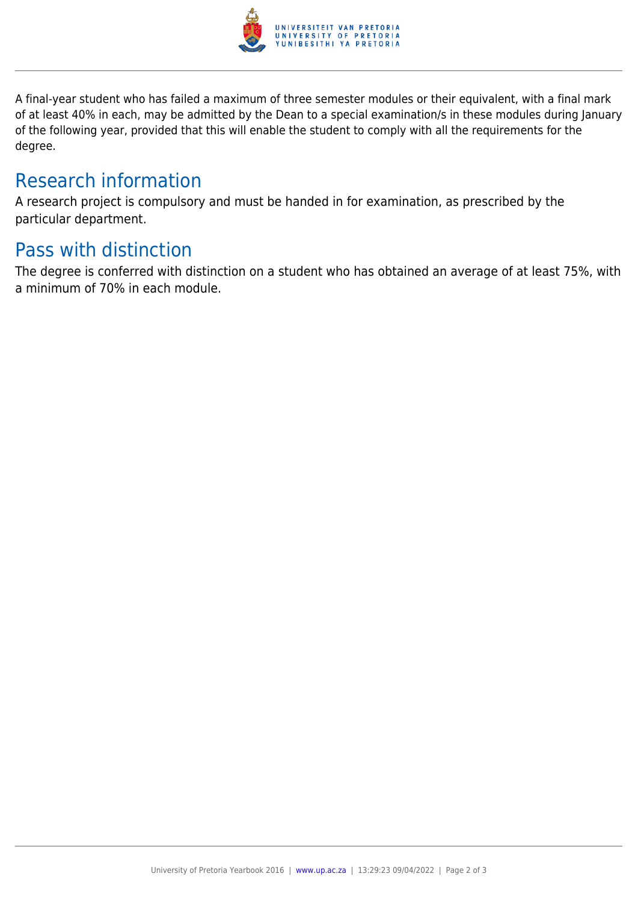A final-year student who has failed a maximum of three semester modules or their equivalent, with a final mark of at least 40% in each, may be admitted by the Dean to a special examination/s in these modules during January of the following year, provided that this will enable the student to comply with all the requirements for the degree.

## Research information

A research project is compulsory and must be handed in for examination, as prescribed by the particular department.

## Pass with distinction

The degree is conferred with distinction on a student who has obtained an average of at least 75%, with a minimum of 70% in each module.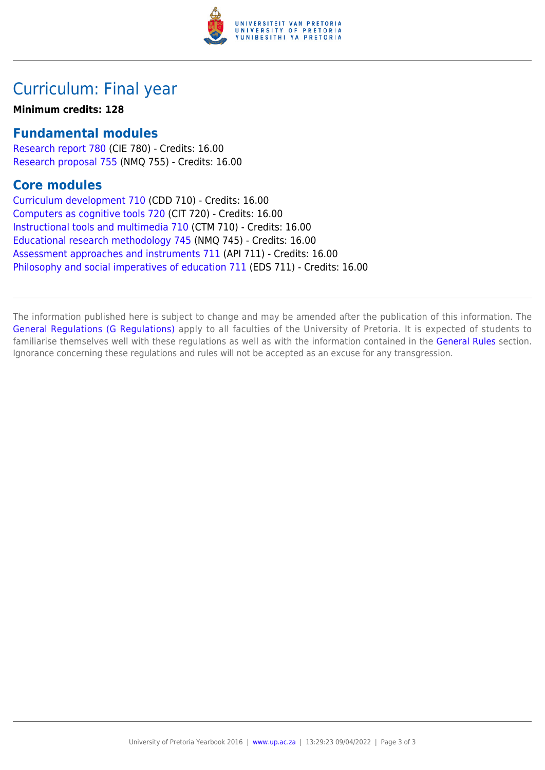# Curriculum: Final year

**Minimum credits: 128**

## Fundamental modules

Research report 780 (CIE 780) - Credits: 16.00
Research proposal 755 (NMQ 755) - Credits: 16.00

## Core modules

Curriculum development 710 (CDD 710) - Credits: 16.00
Computers as cognitive tools 720 (CIT 720) - Credits: 16.00
Instructional tools and multimedia 710 (CTM 710) - Credits: 16.00
Educational research methodology 745 (NMQ 745) - Credits: 16.00
Assessment approaches and instruments 711 (API 711) - Credits: 16.00
Philosophy and social imperatives of education 711 (EDS 711) - Credits: 16.00

The information published here is subject to change and may be amended after the publication of this information. The General Regulations (G Regulations) apply to all faculties of the University of Pretoria. It is expected of students to familiarise themselves well with these regulations as well as with the information contained in the General Rules section. Ignorance concerning these regulations and rules will not be accepted as an excuse for any transgression.